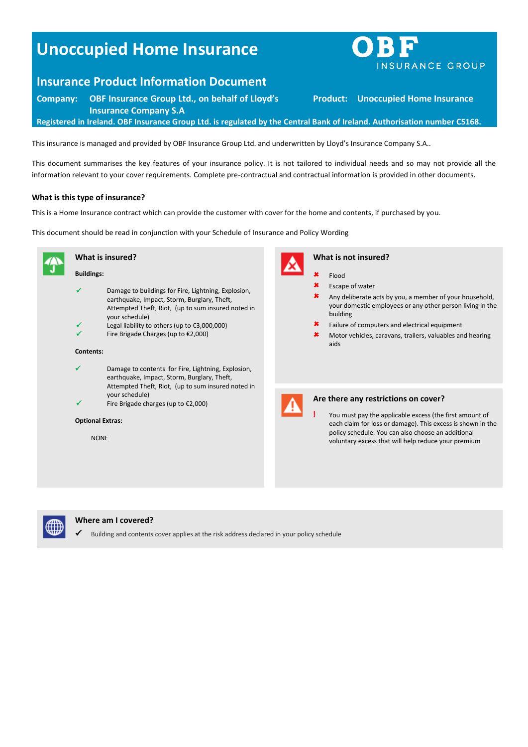# Unocccupied Home Insurance

**OBF INSURANCE GROUP**

## Insurance Product Information Document

**Company:** **OBF Insurance Group Ltd., on behalf of Lloyd's Insurance Company S.A**

**Product:** **Unoccupied Home Insurance**

**Registered in Ireland. OBF Insurance Group Ltd. is regulated by the Central Bank of Ireland. Authorisation number C5168.**

This insurance is managed and provided by OBF Insurance Group Ltd. and underwritten by Lloyd's Insurance Company S.A..

This document summarises the key features of your insurance policy. It is not tailored to individual needs and so may not provide all the information relevant to your cover requirements. Complete pre-contractual and contractual information is provided in other documents.

### What is this type of insurance?

This is a Home Insurance contract which can provide the customer with cover for the home and contents, if purchased by you.

This document should be read in conjunction with your Schedule of Insurance and Policy Wording

### What is insured?

**Buildings:**

- ✓ Damage to buildings for Fire, Lightning, Explosion, earthquake, Impact, Storm, Burglary, Theft, Attempted Theft, Riot, (up to sum insured noted in your schedule)
- ✓ Legal liability to others (up to €3,000,000)
- ✓ Fire Brigade Charges (up to €2,000)

**Contents:**

- ✓ Damage to contents for Fire, Lightning, Explosion, earthquake, Impact, Storm, Burglary, Theft, Attempted Theft, Riot, (up to sum insured noted in your schedule)
- ✓ Fire Brigade charges (up to €2,000)

**Optional Extras:**

NONE

### What is not insured?

- ✘ Flood
- ✘ Escape of water
- ✘ Any deliberate acts by you, a member of your household, your domestic employees or any other person living in the building
- ✘ Failure of computers and electrical equipment
- ✘ Motor vehicles, caravans, trailers, valuables and hearing aids

### Are there any restrictions on cover?

- ! You must pay the applicable excess (the first amount of each claim for loss or damage). This excess is shown in the policy schedule. You can also choose an additional voluntary excess that will help reduce your premium

### Where am I covered?

- ✓ Building and contents cover applies at the risk address declared in your policy schedule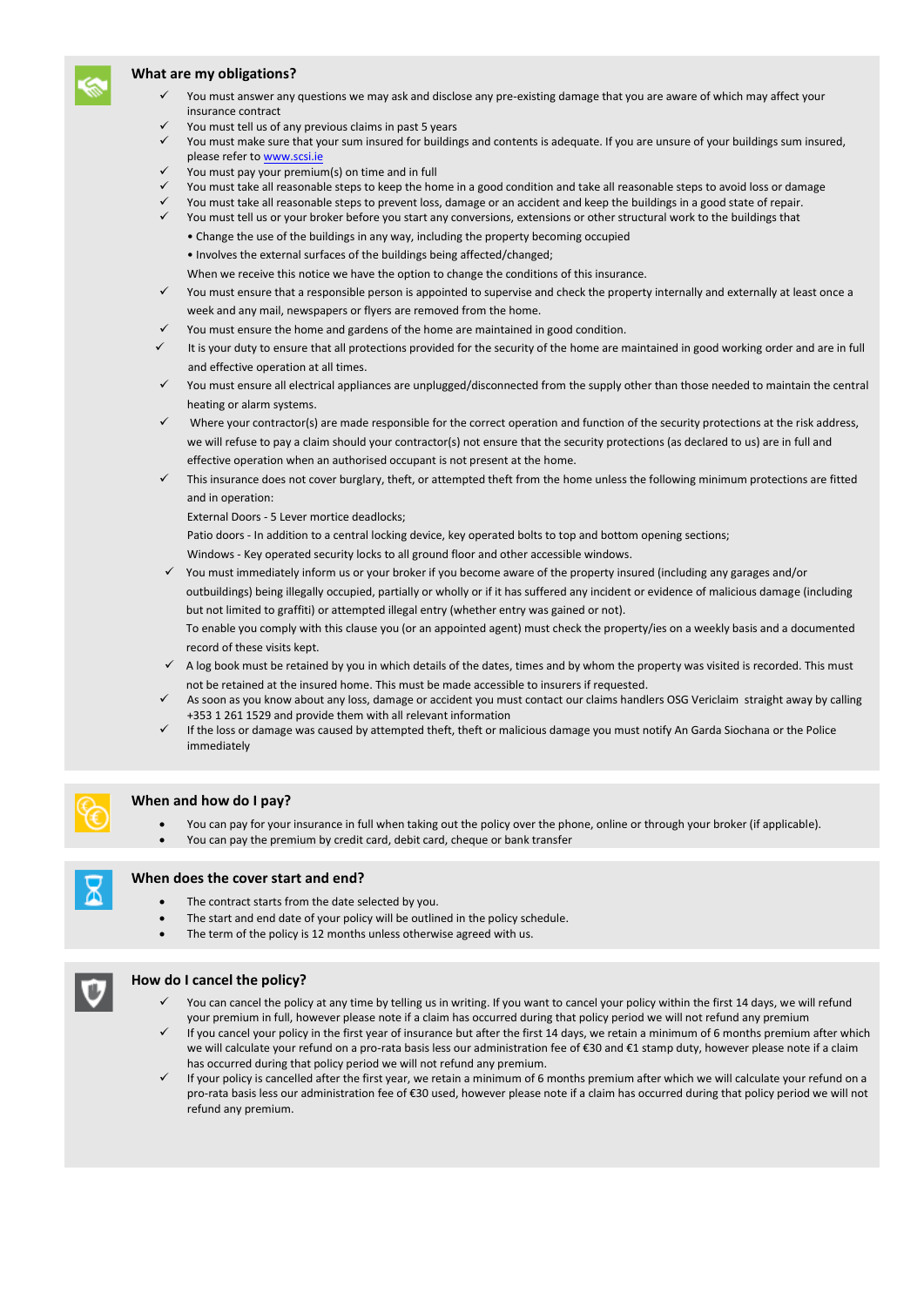## What are my obligations?

- ✓ You must answer any questions we may ask and disclose any pre-existing damage that you are aware of which may affect your insurance contract
- ✓ You must tell us of any previous claims in past 5 years
- ✓ You must make sure that your sum insured for buildings and contents is adequate. If you are unsure of your buildings sum insured, please refer to www.scsi.ie
- ✓ You must pay your premium(s) on time and in full
- ✓ You must take all reasonable steps to keep the home in a good condition and take all reasonable steps to avoid loss or damage
- ✓ You must take all reasonable steps to prevent loss, damage or an accident and keep the buildings in a good state of repair.
- ✓ You must tell us or your broker before you start any conversions, extensions or other structural work to the buildings that

  • Change the use of the buildings in any way, including the property becoming occupied

  • Involves the external surfaces of the buildings being affected/changed;

  When we receive this notice we have the option to change the conditions of this insurance.
- ✓ You must ensure that a responsible person is appointed to supervise and check the property internally and externally at least once a week and any mail, newspapers or flyers are removed from the home.
- ✓ You must ensure the home and gardens of the home are maintained in good condition.
- ✓ It is your duty to ensure that all protections provided for the security of the home are maintained in good working order and are in full and effective operation at all times.
- ✓ You must ensure all electrical appliances are unplugged/disconnected from the supply other than those needed to maintain the central heating or alarm systems.
- ✓ Where your contractor(s) are made responsible for the correct operation and function of the security protections at the risk address, we will refuse to pay a claim should your contractor(s) not ensure that the security protections (as declared to us) are in full and effective operation when an authorised occupant is not present at the home.
- ✓ This insurance does not cover burglary, theft, or attempted theft from the home unless the following minimum protections are fitted and in operation:

  External Doors - 5 Lever mortice deadlocks;

  Patio doors - In addition to a central locking device, key operated bolts to top and bottom opening sections;

  Windows - Key operated security locks to all ground floor and other accessible windows.
- ✓ You must immediately inform us or your broker if you become aware of the property insured (including any garages and/or outbuildings) being illegally occupied, partially or wholly or if it has suffered any incident or evidence of malicious damage (including but not limited to graffiti) or attempted illegal entry (whether entry was gained or not).

  To enable you comply with this clause you (or an appointed agent) must check the property/ies on a weekly basis and a documented record of these visits kept.
- ✓ A log book must be retained by you in which details of the dates, times and by whom the property was visited is recorded. This must not be retained at the insured home. This must be made accessible to insurers if requested.
- ✓ As soon as you know about any loss, damage or accident you must contact our claims handlers OSG Vericlaim straight away by calling +353 1 261 1529 and provide them with all relevant information
- ✓ If the loss or damage was caused by attempted theft, theft or malicious damage you must notify An Garda Siochana or the Police immediately

## When and how do I pay?

- You can pay for your insurance in full when taking out the policy over the phone, online or through your broker (if applicable).
- You can pay the premium by credit card, debit card, cheque or bank transfer

## When does the cover start and end?

- The contract starts from the date selected by you.
- The start and end date of your policy will be outlined in the policy schedule.
- The term of the policy is 12 months unless otherwise agreed with us.

## How do I cancel the policy?

- ✓ You can cancel the policy at any time by telling us in writing. If you want to cancel your policy within the first 14 days, we will refund your premium in full, however please note if a claim has occurred during that policy period we will not refund any premium
- ✓ If you cancel your policy in the first year of insurance but after the first 14 days, we retain a minimum of 6 months premium after which we will calculate your refund on a pro-rata basis less our administration fee of €30 and €1 stamp duty, however please note if a claim has occurred during that policy period we will not refund any premium.
- ✓ If your policy is cancelled after the first year, we retain a minimum of 6 months premium after which we will calculate your refund on a pro-rata basis less our administration fee of €30 used, however please note if a claim has occurred during that policy period we will not refund any premium.